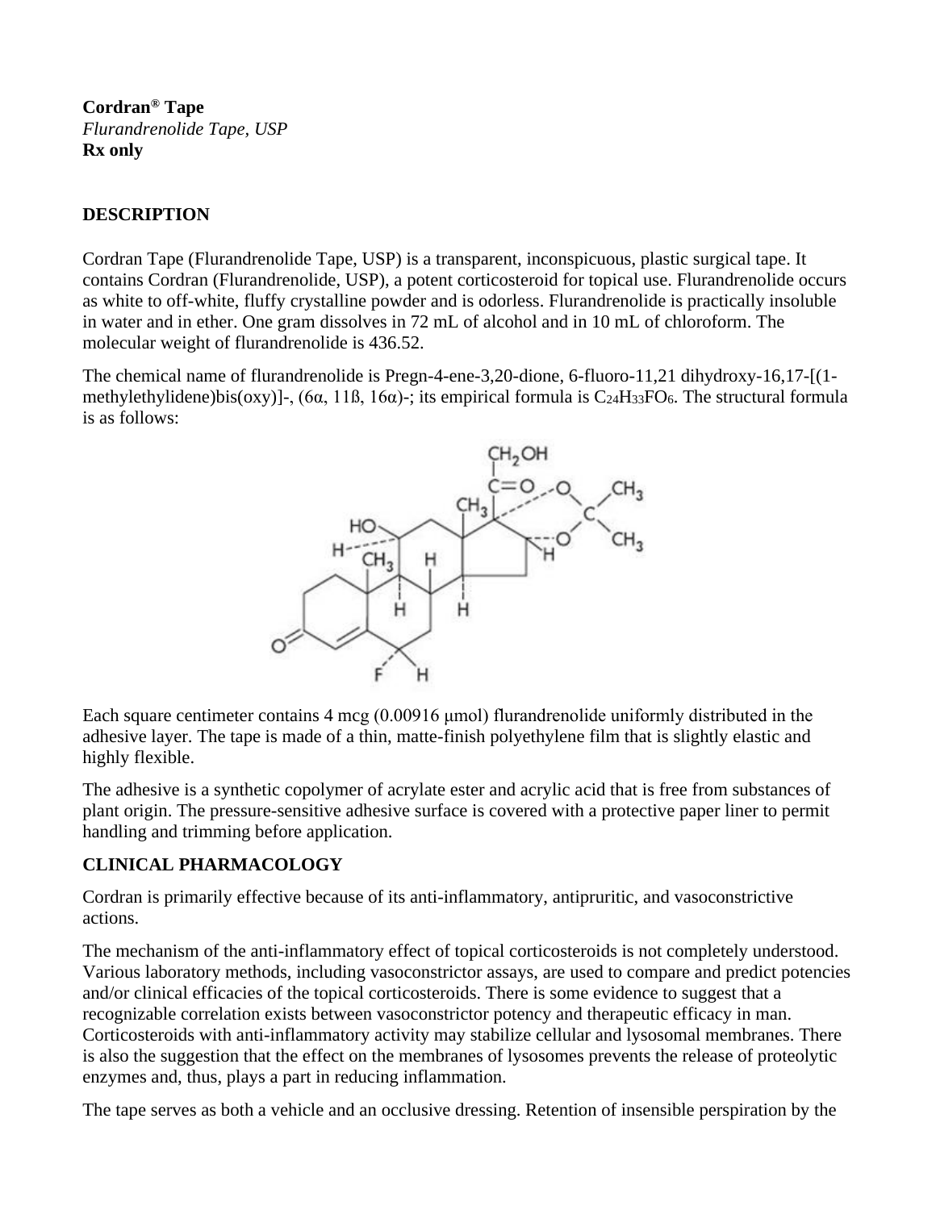**Cordran® Tape**
*Flurandrenolide Tape, USP*
**Rx only**

## DESCRIPTION

Cordran Tape (Flurandrenolide Tape, USP) is a transparent, inconspicuous, plastic surgical tape. It contains Cordran (Flurandrenolide, USP), a potent corticosteroid for topical use. Flurandrenolide occurs as white to off-white, fluffy crystalline powder and is odorless. Flurandrenolide is practically insoluble in water and in ether. One gram dissolves in 72 mL of alcohol and in 10 mL of chloroform. The molecular weight of flurandrenolide is 436.52.

The chemical name of flurandrenolide is Pregn-4-ene-3,20-dione, 6-fluoro-11,21 dihydroxy-16,17-[(1-methylethylidene)bis(oxy)]-, (6α, 11ß, 16α)-; its empirical formula is $C_{24}H_{33}FO_6$. The structural formula is as follows:

Each square centimeter contains 4 mcg (0.00916 μmol) flurandrenolide uniformly distributed in the adhesive layer. The tape is made of a thin, matte-finish polyethylene film that is slightly elastic and highly flexible.

The adhesive is a synthetic copolymer of acrylate ester and acrylic acid that is free from substances of plant origin. The pressure-sensitive adhesive surface is covered with a protective paper liner to permit handling and trimming before application.

## CLINICAL PHARMACOLOGY

Cordran is primarily effective because of its anti-inflammatory, antipruritic, and vasoconstrictive actions.

The mechanism of the anti-inflammatory effect of topical corticosteroids is not completely understood. Various laboratory methods, including vasoconstrictor assays, are used to compare and predict potencies and/or clinical efficacies of the topical corticosteroids. There is some evidence to suggest that a recognizable correlation exists between vasoconstrictor potency and therapeutic efficacy in man. Corticosteroids with anti-inflammatory activity may stabilize cellular and lysosomal membranes. There is also the suggestion that the effect on the membranes of lysosomes prevents the release of proteolytic enzymes and, thus, plays a part in reducing inflammation.

The tape serves as both a vehicle and an occlusive dressing. Retention of insensible perspiration by the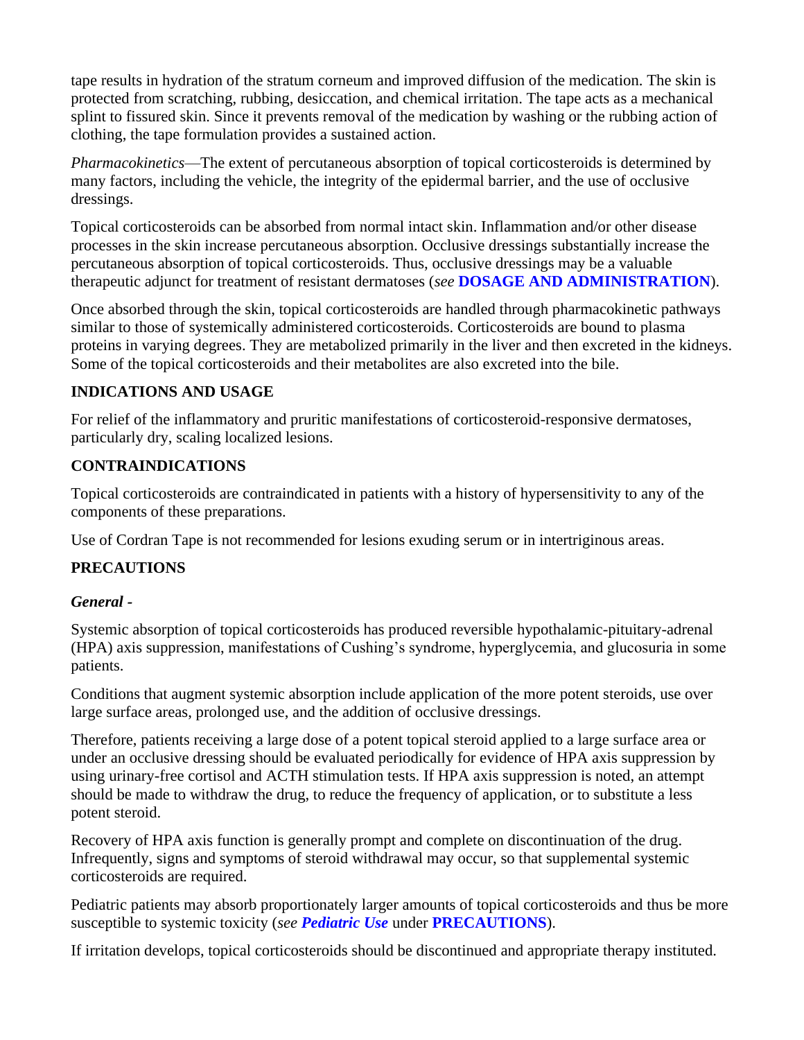tape results in hydration of the stratum corneum and improved diffusion of the medication. The skin is protected from scratching, rubbing, desiccation, and chemical irritation. The tape acts as a mechanical splint to fissured skin. Since it prevents removal of the medication by washing or the rubbing action of clothing, the tape formulation provides a sustained action.

*Pharmacokinetics*—The extent of percutaneous absorption of topical corticosteroids is determined by many factors, including the vehicle, the integrity of the epidermal barrier, and the use of occlusive dressings.

Topical corticosteroids can be absorbed from normal intact skin. Inflammation and/or other disease processes in the skin increase percutaneous absorption. Occlusive dressings substantially increase the percutaneous absorption of topical corticosteroids. Thus, occlusive dressings may be a valuable therapeutic adjunct for treatment of resistant dermatoses (*see* **DOSAGE AND ADMINISTRATION**).

Once absorbed through the skin, topical corticosteroids are handled through pharmacokinetic pathways similar to those of systemically administered corticosteroids. Corticosteroids are bound to plasma proteins in varying degrees. They are metabolized primarily in the liver and then excreted in the kidneys. Some of the topical corticosteroids and their metabolites are also excreted into the bile.

## INDICATIONS AND USAGE

For relief of the inflammatory and pruritic manifestations of corticosteroid-responsive dermatoses, particularly dry, scaling localized lesions.

## CONTRAINDICATIONS

Topical corticosteroids are contraindicated in patients with a history of hypersensitivity to any of the components of these preparations.

Use of Cordran Tape is not recommended for lesions exuding serum or in intertriginous areas.

## PRECAUTIONS

### *General -*

Systemic absorption of topical corticosteroids has produced reversible hypothalamic-pituitary-adrenal (HPA) axis suppression, manifestations of Cushing's syndrome, hyperglycemia, and glucosuria in some patients.

Conditions that augment systemic absorption include application of the more potent steroids, use over large surface areas, prolonged use, and the addition of occlusive dressings.

Therefore, patients receiving a large dose of a potent topical steroid applied to a large surface area or under an occlusive dressing should be evaluated periodically for evidence of HPA axis suppression by using urinary-free cortisol and ACTH stimulation tests. If HPA axis suppression is noted, an attempt should be made to withdraw the drug, to reduce the frequency of application, or to substitute a less potent steroid.

Recovery of HPA axis function is generally prompt and complete on discontinuation of the drug. Infrequently, signs and symptoms of steroid withdrawal may occur, so that supplemental systemic corticosteroids are required.

Pediatric patients may absorb proportionately larger amounts of topical corticosteroids and thus be more susceptible to systemic toxicity (*see* ***Pediatric Use*** under **PRECAUTIONS**).

If irritation develops, topical corticosteroids should be discontinued and appropriate therapy instituted.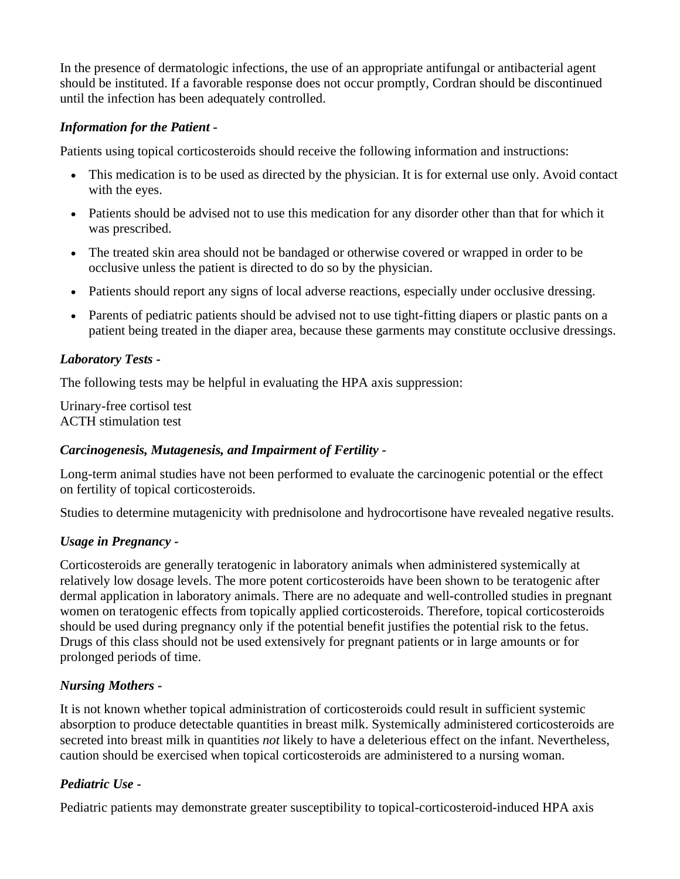In the presence of dermatologic infections, the use of an appropriate antifungal or antibacterial agent should be instituted. If a favorable response does not occur promptly, Cordran should be discontinued until the infection has been adequately controlled.

***Information for the Patient -***

Patients using topical corticosteroids should receive the following information and instructions:

- This medication is to be used as directed by the physician. It is for external use only. Avoid contact with the eyes.
- Patients should be advised not to use this medication for any disorder other than that for which it was prescribed.
- The treated skin area should not be bandaged or otherwise covered or wrapped in order to be occlusive unless the patient is directed to do so by the physician.
- Patients should report any signs of local adverse reactions, especially under occlusive dressing.
- Parents of pediatric patients should be advised not to use tight-fitting diapers or plastic pants on a patient being treated in the diaper area, because these garments may constitute occlusive dressings.

***Laboratory Tests -***

The following tests may be helpful in evaluating the HPA axis suppression:

Urinary-free cortisol test
ACTH stimulation test

***Carcinogenesis, Mutagenesis, and Impairment of Fertility -***

Long-term animal studies have not been performed to evaluate the carcinogenic potential or the effect on fertility of topical corticosteroids.

Studies to determine mutagenicity with prednisolone and hydrocortisone have revealed negative results.

***Usage in Pregnancy -***

Corticosteroids are generally teratogenic in laboratory animals when administered systemically at relatively low dosage levels. The more potent corticosteroids have been shown to be teratogenic after dermal application in laboratory animals. There are no adequate and well-controlled studies in pregnant women on teratogenic effects from topically applied corticosteroids. Therefore, topical corticosteroids should be used during pregnancy only if the potential benefit justifies the potential risk to the fetus. Drugs of this class should not be used extensively for pregnant patients or in large amounts or for prolonged periods of time.

***Nursing Mothers -***

It is not known whether topical administration of corticosteroids could result in sufficient systemic absorption to produce detectable quantities in breast milk. Systemically administered corticosteroids are secreted into breast milk in quantities *not* likely to have a deleterious effect on the infant. Nevertheless, caution should be exercised when topical corticosteroids are administered to a nursing woman.

***Pediatric Use -***

Pediatric patients may demonstrate greater susceptibility to topical-corticosteroid-induced HPA axis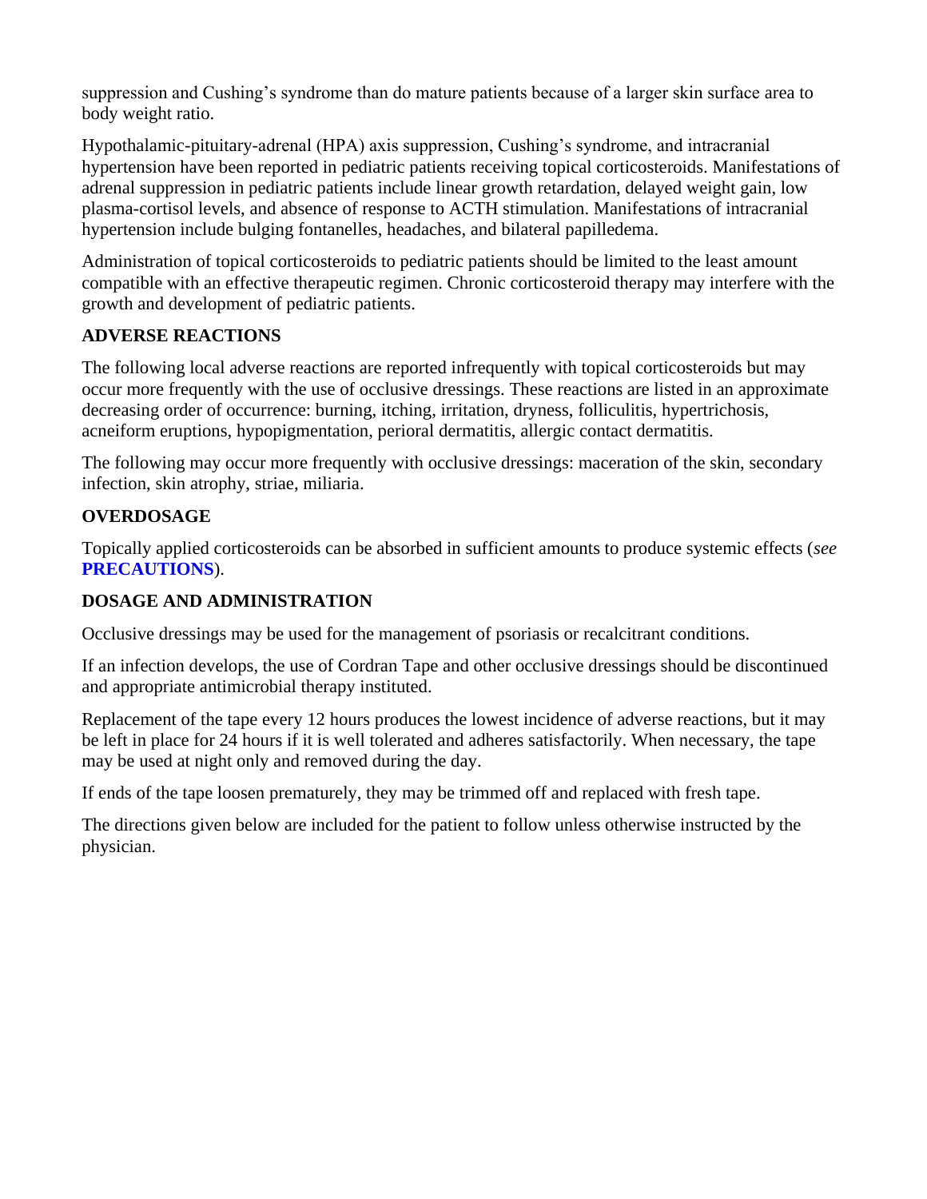suppression and Cushing's syndrome than do mature patients because of a larger skin surface area to body weight ratio.

Hypothalamic-pituitary-adrenal (HPA) axis suppression, Cushing's syndrome, and intracranial hypertension have been reported in pediatric patients receiving topical corticosteroids. Manifestations of adrenal suppression in pediatric patients include linear growth retardation, delayed weight gain, low plasma-cortisol levels, and absence of response to ACTH stimulation. Manifestations of intracranial hypertension include bulging fontanelles, headaches, and bilateral papilledema.

Administration of topical corticosteroids to pediatric patients should be limited to the least amount compatible with an effective therapeutic regimen. Chronic corticosteroid therapy may interfere with the growth and development of pediatric patients.

## ADVERSE REACTIONS

The following local adverse reactions are reported infrequently with topical corticosteroids but may occur more frequently with the use of occlusive dressings. These reactions are listed in an approximate decreasing order of occurrence: burning, itching, irritation, dryness, folliculitis, hypertrichosis, acneiform eruptions, hypopigmentation, perioral dermatitis, allergic contact dermatitis.

The following may occur more frequently with occlusive dressings: maceration of the skin, secondary infection, skin atrophy, striae, miliaria.

## OVERDOSAGE

Topically applied corticosteroids can be absorbed in sufficient amounts to produce systemic effects (*see* **PRECAUTIONS**).

## DOSAGE AND ADMINISTRATION

Occlusive dressings may be used for the management of psoriasis or recalcitrant conditions.

If an infection develops, the use of Cordran Tape and other occlusive dressings should be discontinued and appropriate antimicrobial therapy instituted.

Replacement of the tape every 12 hours produces the lowest incidence of adverse reactions, but it may be left in place for 24 hours if it is well tolerated and adheres satisfactorily. When necessary, the tape may be used at night only and removed during the day.

If ends of the tape loosen prematurely, they may be trimmed off and replaced with fresh tape.

The directions given below are included for the patient to follow unless otherwise instructed by the physician.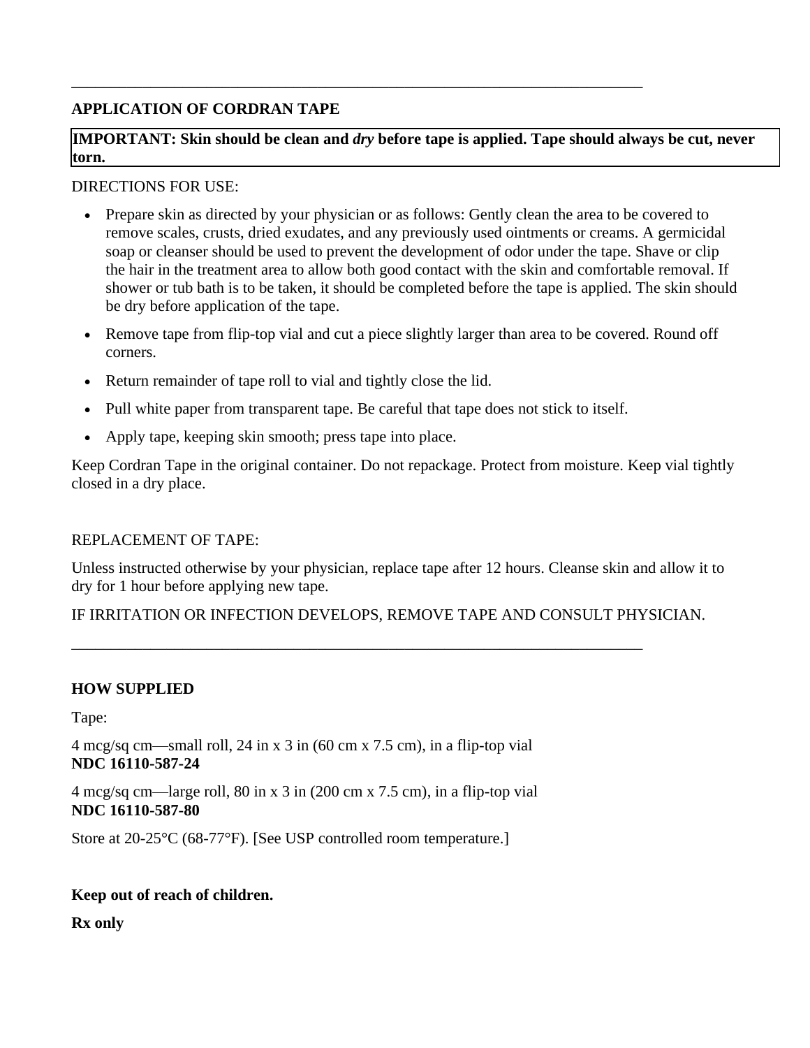---

## APPLICATION OF CORDRAN TAPE

**IMPORTANT: Skin should be clean and *dry* before tape is applied. Tape should always be cut, never torn.**

DIRECTIONS FOR USE:

- Prepare skin as directed by your physician or as follows: Gently clean the area to be covered to remove scales, crusts, dried exudates, and any previously used ointments or creams. A germicidal soap or cleanser should be used to prevent the development of odor under the tape. Shave or clip the hair in the treatment area to allow both good contact with the skin and comfortable removal. If shower or tub bath is to be taken, it should be completed before the tape is applied. The skin should be dry before application of the tape.
- Remove tape from flip-top vial and cut a piece slightly larger than area to be covered. Round off corners.
- Return remainder of tape roll to vial and tightly close the lid.
- Pull white paper from transparent tape. Be careful that tape does not stick to itself.
- Apply tape, keeping skin smooth; press tape into place.

Keep Cordran Tape in the original container. Do not repackage. Protect from moisture. Keep vial tightly closed in a dry place.

REPLACEMENT OF TAPE:

Unless instructed otherwise by your physician, replace tape after 12 hours. Cleanse skin and allow it to dry for 1 hour before applying new tape.

IF IRRITATION OR INFECTION DEVELOPS, REMOVE TAPE AND CONSULT PHYSICIAN.

---

## HOW SUPPLIED

Tape:

4 mcg/sq cm—small roll, 24 in x 3 in (60 cm x 7.5 cm), in a flip-top vial
**NDC 16110-587-24**

4 mcg/sq cm—large roll, 80 in x 3 in (200 cm x 7.5 cm), in a flip-top vial
**NDC 16110-587-80**

Store at 20-25°C (68-77°F). [See USP controlled room temperature.]

**Keep out of reach of children.**

**Rx only**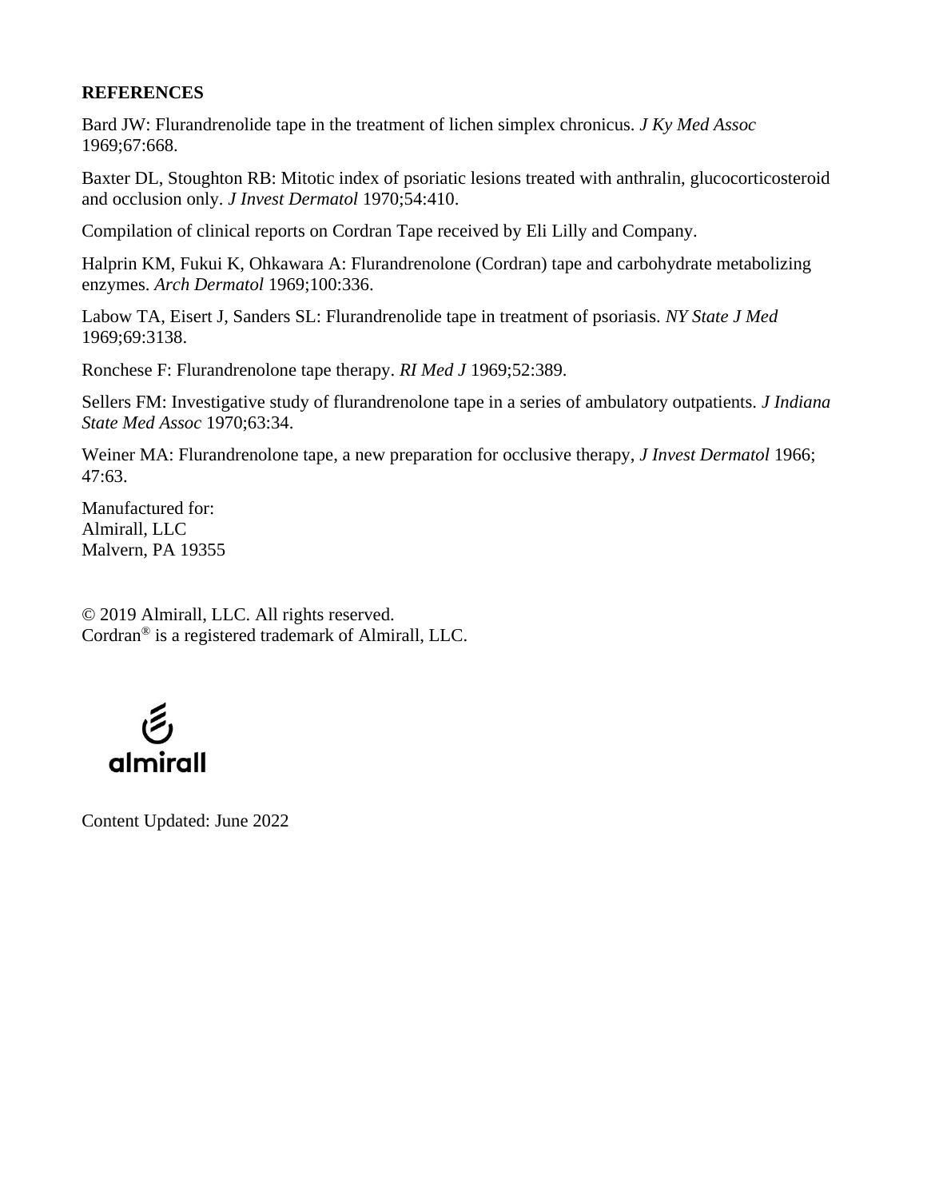**REFERENCES**

Bard JW: Flurandrenolide tape in the treatment of lichen simplex chronicus. *J Ky Med Assoc* 1969;67:668.

Baxter DL, Stoughton RB: Mitotic index of psoriatic lesions treated with anthralin, glucocorticosteroid and occlusion only. *J Invest Dermatol* 1970;54:410.

Compilation of clinical reports on Cordran Tape received by Eli Lilly and Company.

Halprin KM, Fukui K, Ohkawara A: Flurandrenolone (Cordran) tape and carbohydrate metabolizing enzymes. *Arch Dermatol* 1969;100:336.

Labow TA, Eisert J, Sanders SL: Flurandrenolide tape in treatment of psoriasis. *NY State J Med* 1969;69:3138.

Ronchese F: Flurandrenolone tape therapy. *RI Med J* 1969;52:389.

Sellers FM: Investigative study of flurandrenolone tape in a series of ambulatory outpatients. *J Indiana State Med Assoc* 1970;63:34.

Weiner MA: Flurandrenolone tape, a new preparation for occlusive therapy, *J Invest Dermatol* 1966; 47:63.

Manufactured for:
Almirall, LLC
Malvern, PA 19355

© 2019 Almirall, LLC. All rights reserved.
Cordran® is a registered trademark of Almirall, LLC.

almirall

Content Updated: June 2022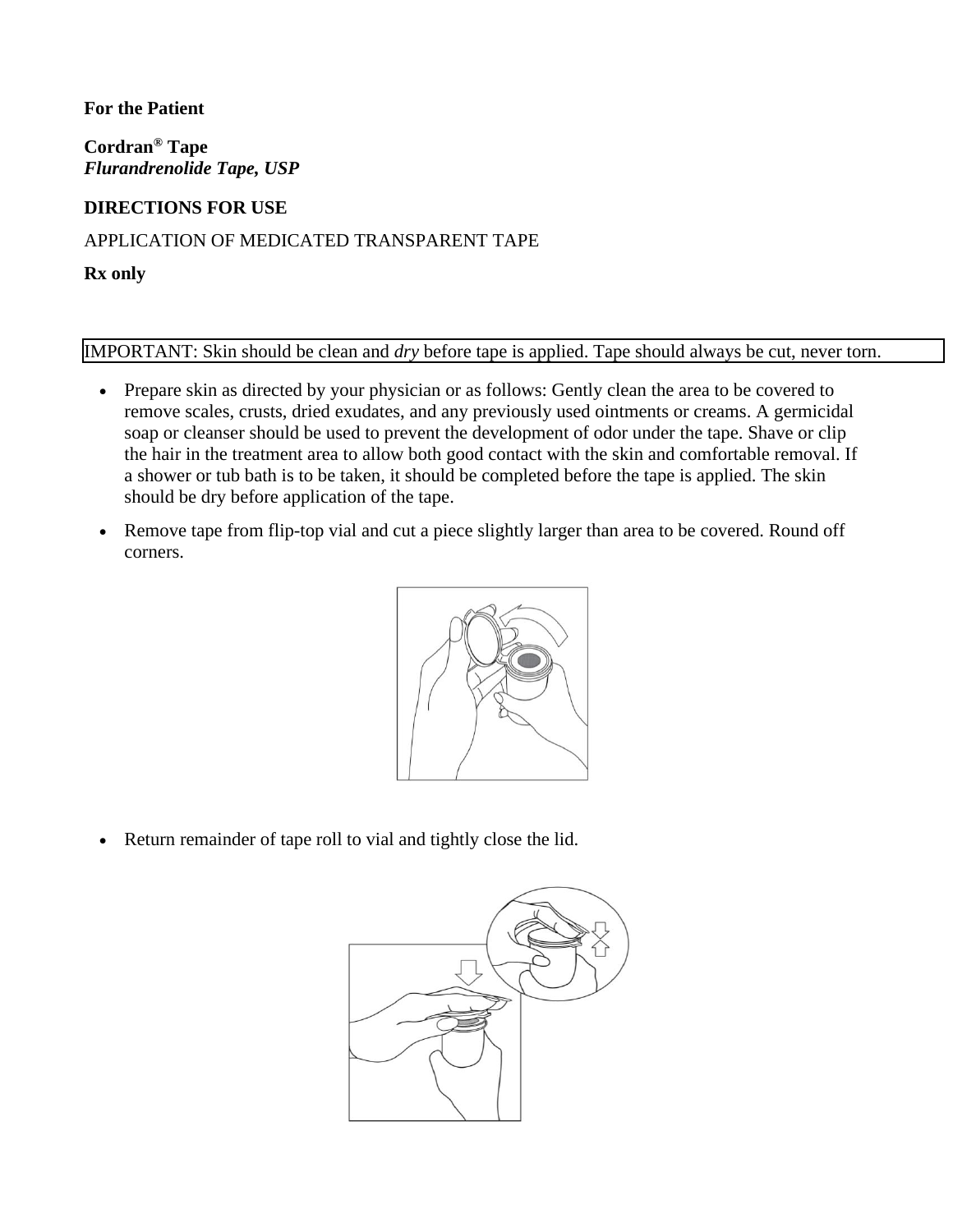**For the Patient**

**Cordran® Tape**
***Flurandrenolide Tape, USP***

**DIRECTIONS FOR USE**

APPLICATION OF MEDICATED TRANSPARENT TAPE

**Rx only**

IMPORTANT: Skin should be clean and *dry* before tape is applied. Tape should always be cut, never torn.

- Prepare skin as directed by your physician or as follows: Gently clean the area to be covered to remove scales, crusts, dried exudates, and any previously used ointments or creams. A germicidal soap or cleanser should be used to prevent the development of odor under the tape. Shave or clip the hair in the treatment area to allow both good contact with the skin and comfortable removal. If a shower or tub bath is to be taken, it should be completed before the tape is applied. The skin should be dry before application of the tape.
- Remove tape from flip-top vial and cut a piece slightly larger than area to be covered. Round off corners.
- Return remainder of tape roll to vial and tightly close the lid.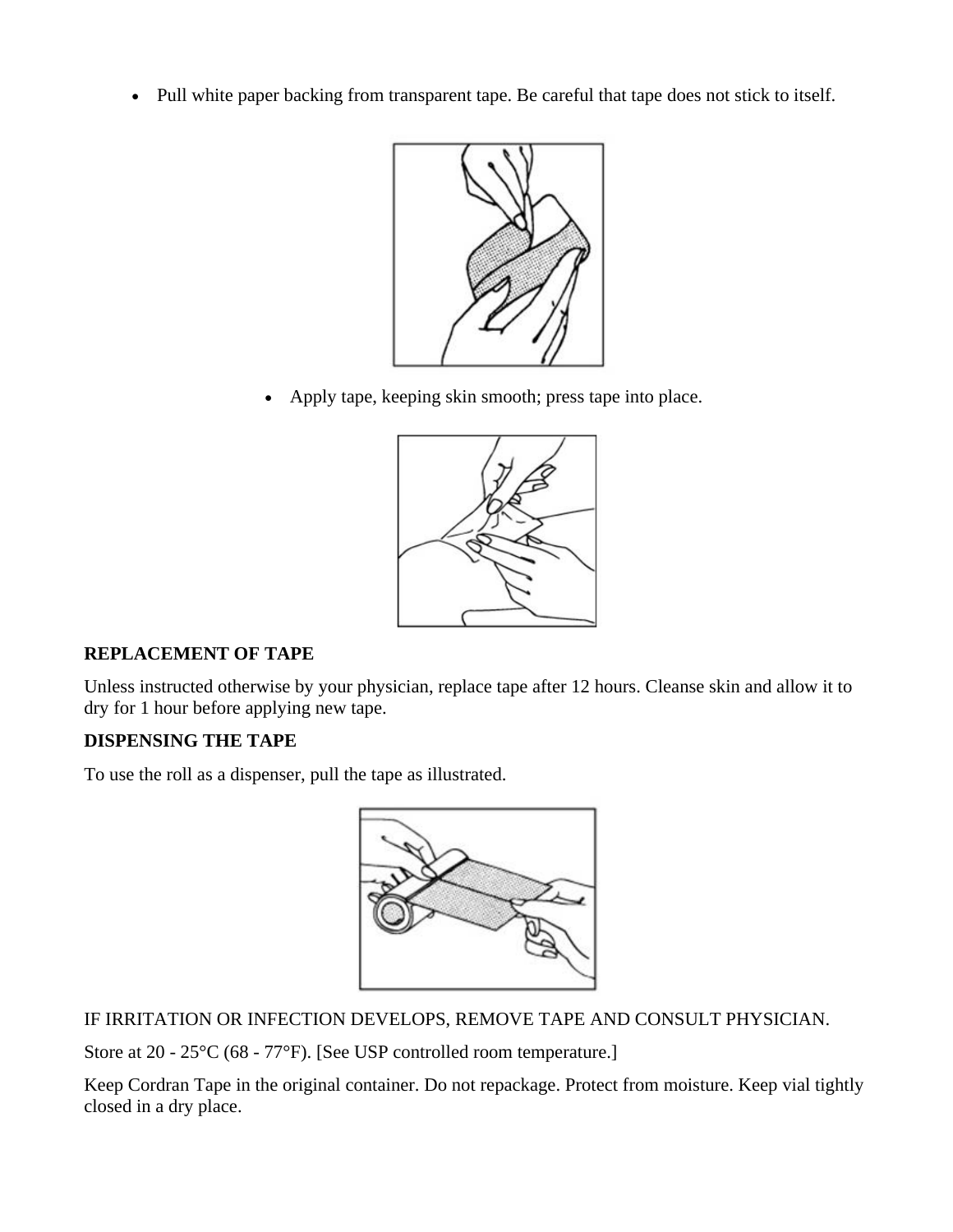- Pull white paper backing from transparent tape. Be careful that tape does not stick to itself.

- Apply tape, keeping skin smooth; press tape into place.

**REPLACEMENT OF TAPE**

Unless instructed otherwise by your physician, replace tape after 12 hours. Cleanse skin and allow it to dry for 1 hour before applying new tape.

**DISPENSING THE TAPE**

To use the roll as a dispenser, pull the tape as illustrated.

IF IRRITATION OR INFECTION DEVELOPS, REMOVE TAPE AND CONSULT PHYSICIAN.

Store at 20 - 25°C (68 - 77°F). [See USP controlled room temperature.]

Keep Cordran Tape in the original container. Do not repackage. Protect from moisture. Keep vial tightly closed in a dry place.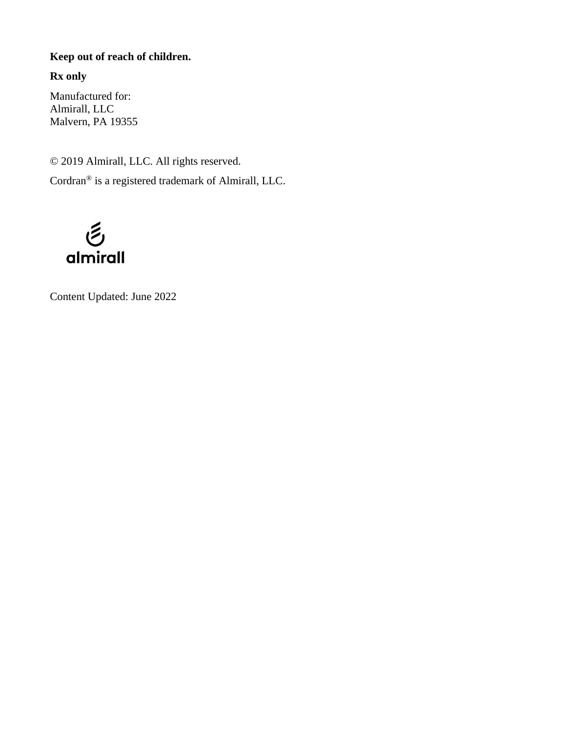**Keep out of reach of children.**

**Rx only**

Manufactured for:
Almirall, LLC
Malvern, PA 19355

© 2019 Almirall, LLC. All rights reserved.

Cordran® is a registered trademark of Almirall, LLC.

almirall

Content Updated: June 2022